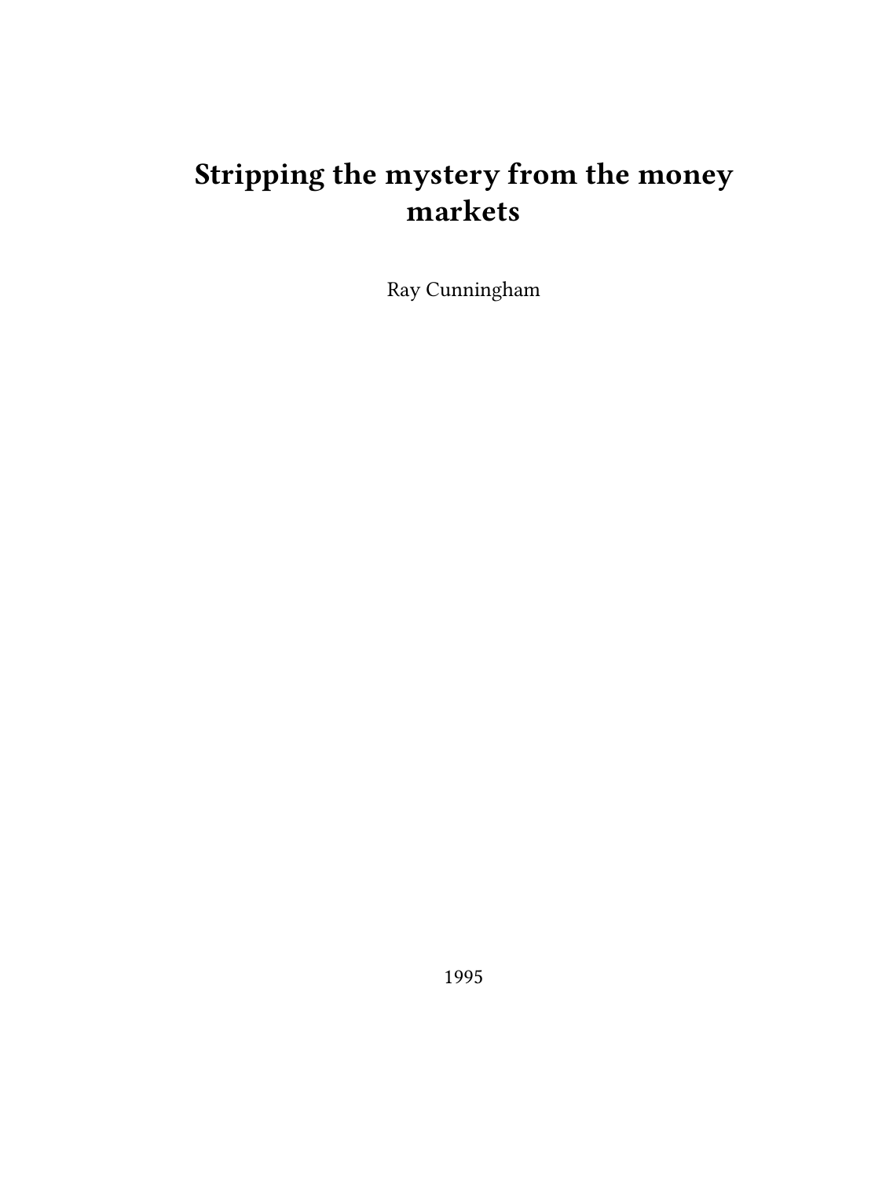# Stripping the mystery from the money markets

Ray Cunningham

1995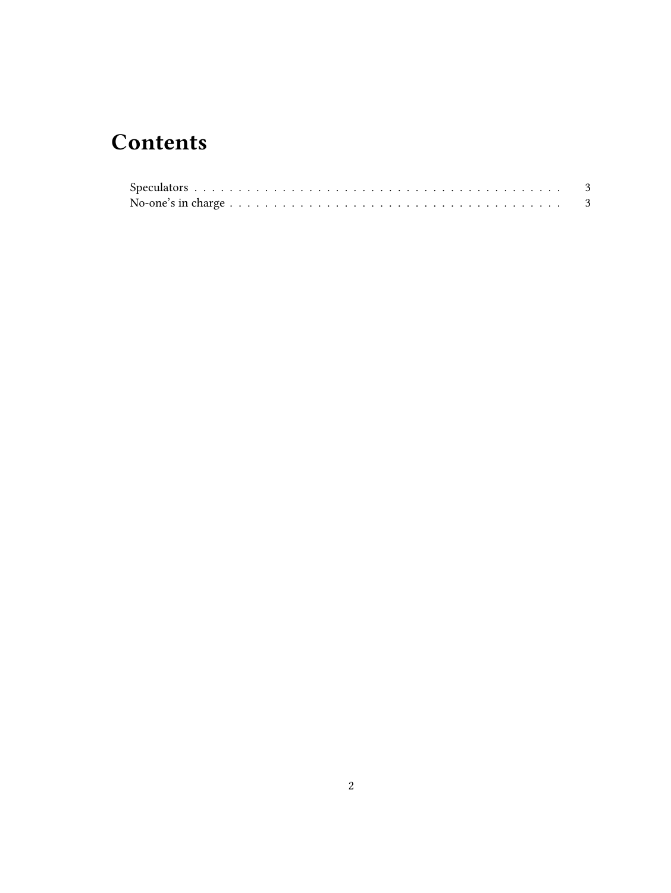# Contents

Speculators . . . . . . . . . . . . . . . . . . . . . . . . . . . . . . . . . . . . . . . . . . 3
No-one's in charge . . . . . . . . . . . . . . . . . . . . . . . . . . . . . . . . . . . . . . 3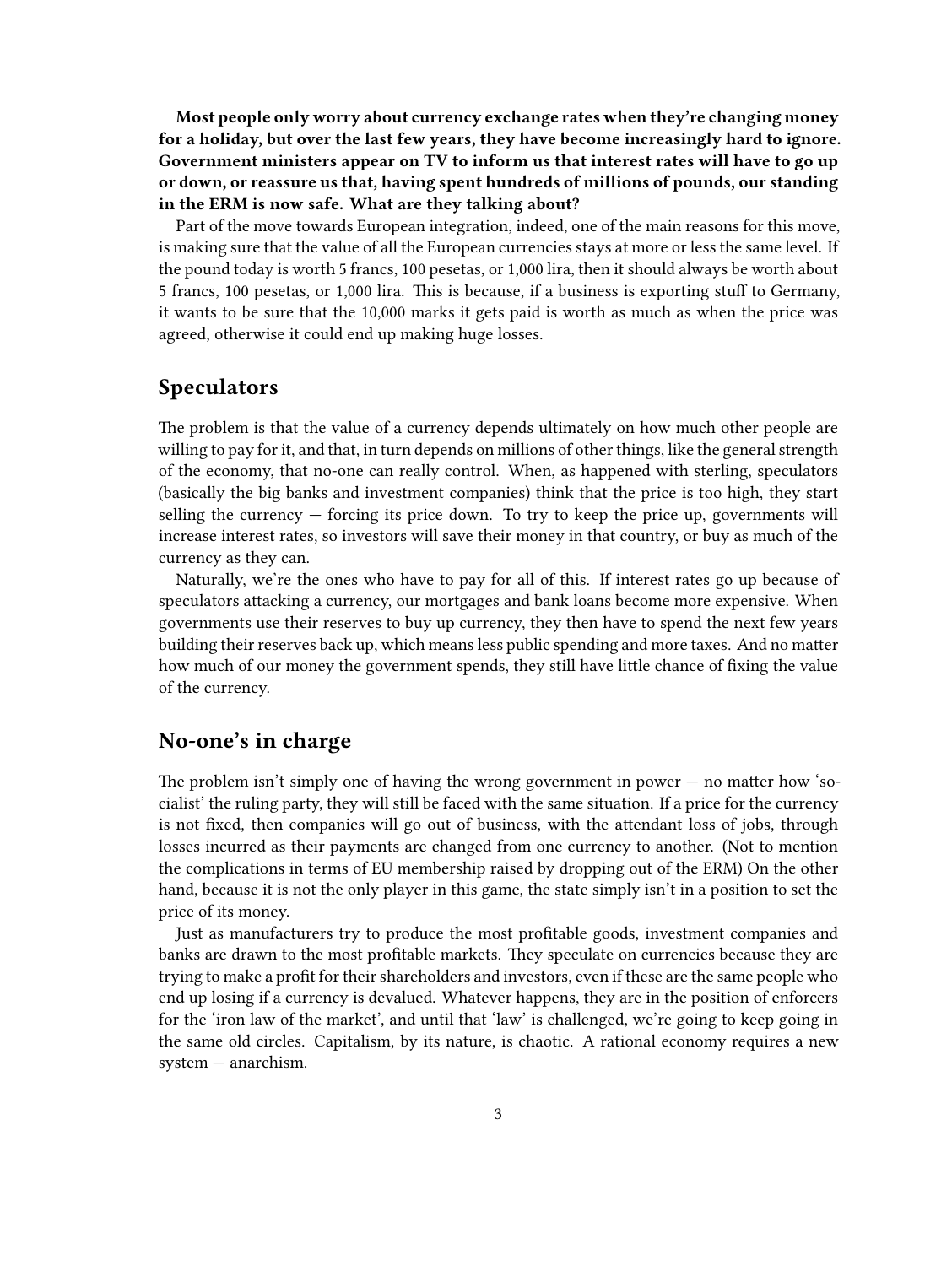**Most people only worry about currency exchange rates when they're changing money for a holiday, but over the last few years, they have become increasingly hard to ignore. Government ministers appear on TV to inform us that interest rates will have to go up or down, or reassure us that, having spent hundreds of millions of pounds, our standing in the ERM is now safe. What are they talking about?**

Part of the move towards European integration, indeed, one of the main reasons for this move, is making sure that the value of all the European currencies stays at more or less the same level. If the pound today is worth 5 francs, 100 pesetas, or 1,000 lira, then it should always be worth about 5 francs, 100 pesetas, or 1,000 lira. This is because, if a business is exporting stuff to Germany, it wants to be sure that the 10,000 marks it gets paid is worth as much as when the price was agreed, otherwise it could end up making huge losses.

## Speculators

The problem is that the value of a currency depends ultimately on how much other people are willing to pay for it, and that, in turn depends on millions of other things, like the general strength of the economy, that no-one can really control. When, as happened with sterling, speculators (basically the big banks and investment companies) think that the price is too high, they start selling the currency — forcing its price down. To try to keep the price up, governments will increase interest rates, so investors will save their money in that country, or buy as much of the currency as they can.

Naturally, we're the ones who have to pay for all of this. If interest rates go up because of speculators attacking a currency, our mortgages and bank loans become more expensive. When governments use their reserves to buy up currency, they then have to spend the next few years building their reserves back up, which means less public spending and more taxes. And no matter how much of our money the government spends, they still have little chance of fixing the value of the currency.

## No-one's in charge

The problem isn't simply one of having the wrong government in power — no matter how 'socialist' the ruling party, they will still be faced with the same situation. If a price for the currency is not fixed, then companies will go out of business, with the attendant loss of jobs, through losses incurred as their payments are changed from one currency to another. (Not to mention the complications in terms of EU membership raised by dropping out of the ERM) On the other hand, because it is not the only player in this game, the state simply isn't in a position to set the price of its money.

Just as manufacturers try to produce the most profitable goods, investment companies and banks are drawn to the most profitable markets. They speculate on currencies because they are trying to make a profit for their shareholders and investors, even if these are the same people who end up losing if a currency is devalued. Whatever happens, they are in the position of enforcers for the 'iron law of the market', and until that 'law' is challenged, we're going to keep going in the same old circles. Capitalism, by its nature, is chaotic. A rational economy requires a new system — anarchism.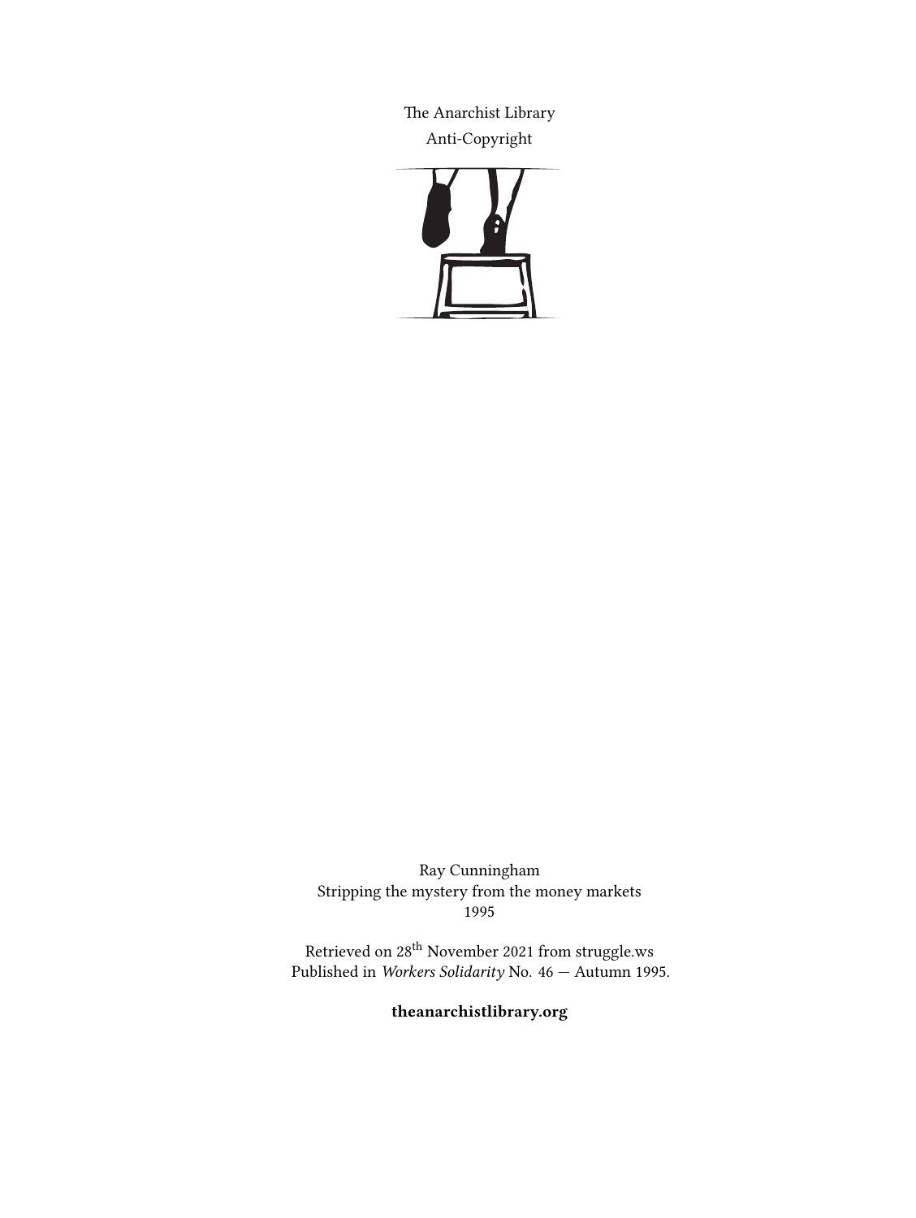The Anarchist Library
Anti-Copyright

Ray Cunningham
Stripping the mystery from the money markets
1995

Retrieved on 28th November 2021 from struggle.ws
Published in *Workers Solidarity* No. 46 — Autumn 1995.

**theanarchistlibrary.org**